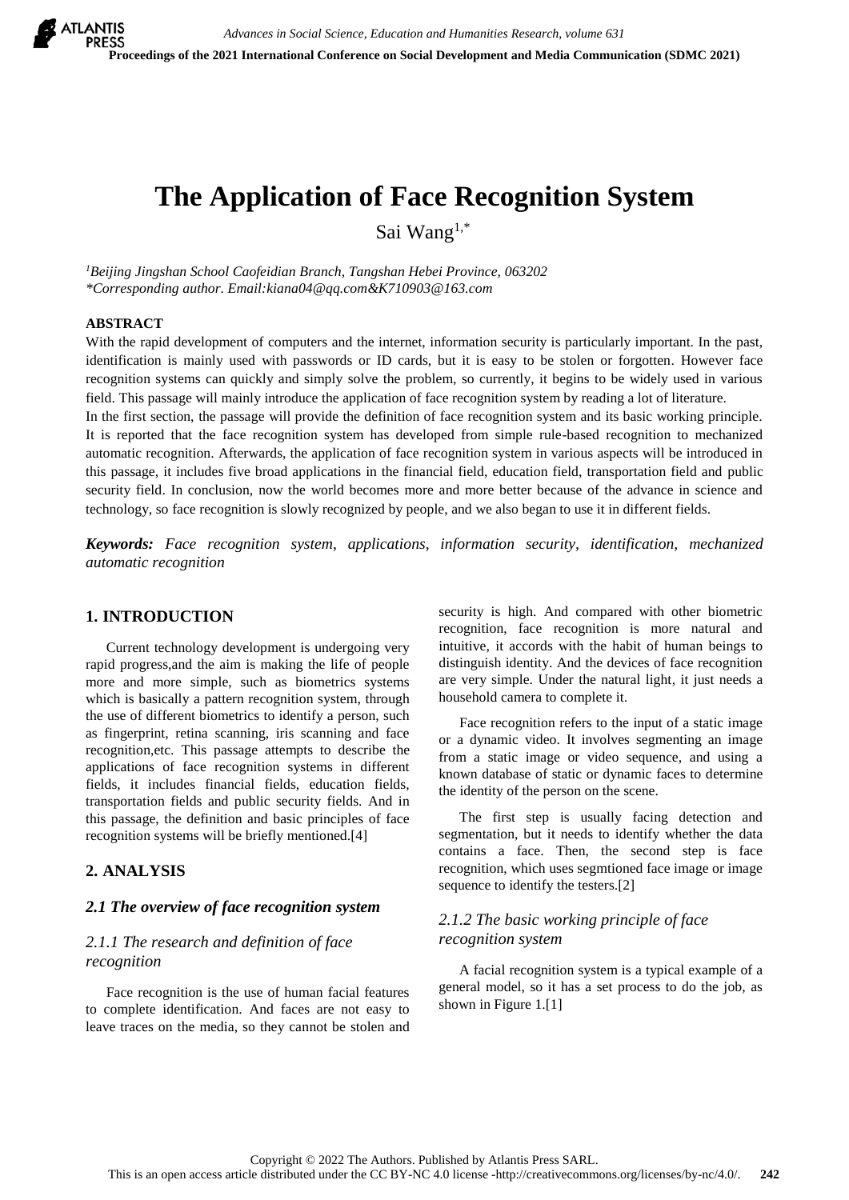# The Application of Face Recognition System

Sai Wang[1,*]

[1]*Beijing Jingshan School Caofeidian Branch, Tangshan Hebei Province, 063202*
*\*Corresponding author. Email:kiana04@qq.com&K710903@163.com*

## ABSTRACT

With the rapid development of computers and the internet, information security is particularly important. In the past, identification is mainly used with passwords or ID cards, but it is easy to be stolen or forgotten. However face recognition systems can quickly and simply solve the problem, so currently, it begins to be widely used in various field. This passage will mainly introduce the application of face recognition system by reading a lot of literature.

In the first section, the passage will provide the definition of face recognition system and its basic working principle. It is reported that the face recognition system has developed from simple rule-based recognition to mechanized automatic recognition. Afterwards, the application of face recognition system in various aspects will be introduced in this passage, it includes five broad applications in the financial field, education field, transportation field and public security field. In conclusion, now the world becomes more and more better because of the advance in science and technology, so face recognition is slowly recognized by people, and we also began to use it in different fields.

***Keywords:*** *Face recognition system, applications, information security, identification, mechanized automatic recognition*

## 1. INTRODUCTION

Current technology development is undergoing very rapid progress,and the aim is making the life of people more and more simple, such as biometrics systems which is basically a pattern recognition system, through the use of different biometrics to identify a person, such as fingerprint, retina scanning, iris scanning and face recognition,etc. This passage attempts to describe the applications of face recognition systems in different fields, it includes financial fields, education fields, transportation fields and public security fields. And in this passage, the definition and basic principles of face recognition systems will be briefly mentioned.[4]

## 2. ANALYSIS

### *2.1 The overview of face recognition system*

#### *2.1.1 The research and definition of face recognition*

Face recognition is the use of human facial features to complete identification. And faces are not easy to leave traces on the media, so they cannot be stolen and security is high. And compared with other biometric recognition, face recognition is more natural and intuitive, it accords with the habit of human beings to distinguish identity. And the devices of face recognition are very simple. Under the natural light, it just needs a household camera to complete it.

Face recognition refers to the input of a static image or a dynamic video. It involves segmenting an image from a static image or video sequence, and using a known database of static or dynamic faces to determine the identity of the person on the scene.

The first step is usually facing detection and segmentation, but it needs to identify whether the data contains a face. Then, the second step is face recognition, which uses segmtioned face image or image sequence to identify the testers.[2]

#### *2.1.2 The basic working principle of face recognition system*

A facial recognition system is a typical example of a general model, so it has a set process to do the job, as shown in Figure 1.[1]

Copyright © 2022 The Authors. Published by Atlantis Press SARL.
This is an open access article distributed under the CC BY-NC 4.0 license -http://creativecommons.org/licenses/by-nc/4.0/.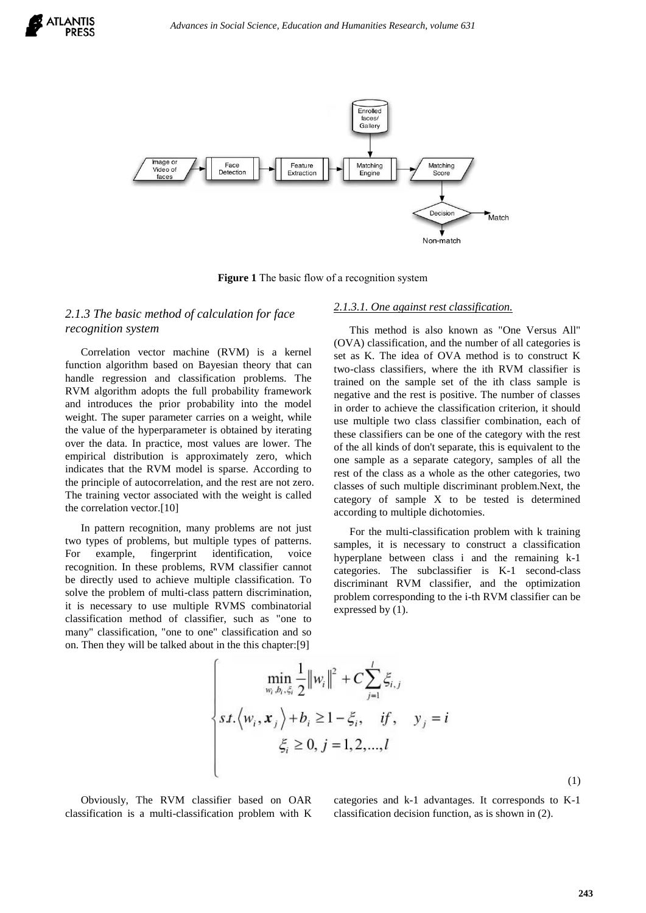**Figure 1** The basic flow of a recognition system

### *2.1.3 The basic method of calculation for face recognition system*

Correlation vector machine (RVM) is a kernel function algorithm based on Bayesian theory that can handle regression and classification problems. The RVM algorithm adopts the full probability framework and introduces the prior probability into the model weight. The super parameter carries on a weight, while the value of the hyperparameter is obtained by iterating over the data. In practice, most values are lower. The empirical distribution is approximately zero, which indicates that the RVM model is sparse. According to the principle of autocorrelation, and the rest are not zero. The training vector associated with the weight is called the correlation vector.[10]

In pattern recognition, many problems are not just two types of problems, but multiple types of patterns. For example, fingerprint identification, voice recognition. In these problems, RVM classifier cannot be directly used to achieve multiple classification. To solve the problem of multi-class pattern discrimination, it is necessary to use multiple RVMS combinatorial classification method of classifier, such as "one to many" classification, "one to one" classification and so on. Then they will be talked about in the this chapter:[9]

#### *2.1.3.1. One against rest classification.*

This method is also known as "One Versus All" (OVA) classification, and the number of all categories is set as K. The idea of OVA method is to construct K two-class classifiers, where the ith RVM classifier is trained on the sample set of the ith class sample is negative and the rest is positive. The number of classes in order to achieve the classification criterion, it should use multiple two class classifier combination, each of these classifiers can be one of the category with the rest of the all kinds of don't separate, this is equivalent to the one sample as a separate category, samples of all the rest of the class as a whole as the other categories, two classes of such multiple discriminant problem.Next, the category of sample X to be tested is determined according to multiple dichotomies.

For the multi-classification problem with k training samples, it is necessary to construct a classification hyperplane between class i and the remaining k-1 categories. The subclassifier is K-1 second-class discriminant RVM classifier, and the optimization problem corresponding to the i-th RVM classifier can be expressed by (1).

$$
\begin{cases}
\min\limits_{w_i, b_i, \xi_i} \dfrac{1}{2}\left\|w_i\right\|^2 + C\sum\limits_{j=1}^{l} \xi_{i,j} \\
s.t. \left\langle w_i, \boldsymbol{x}_j \right\rangle + b_i \geq 1 - \xi_i, \quad if, \quad y_j = i \\
\xi_i \geq 0, \; j = 1, 2, \ldots, l
\end{cases}
\tag{1}
$$

Obviously, The RVM classifier based on OAR classification is a multi-classification problem with K categories and k-1 advantages. It corresponds to K-1 classification decision function, as is shown in (2).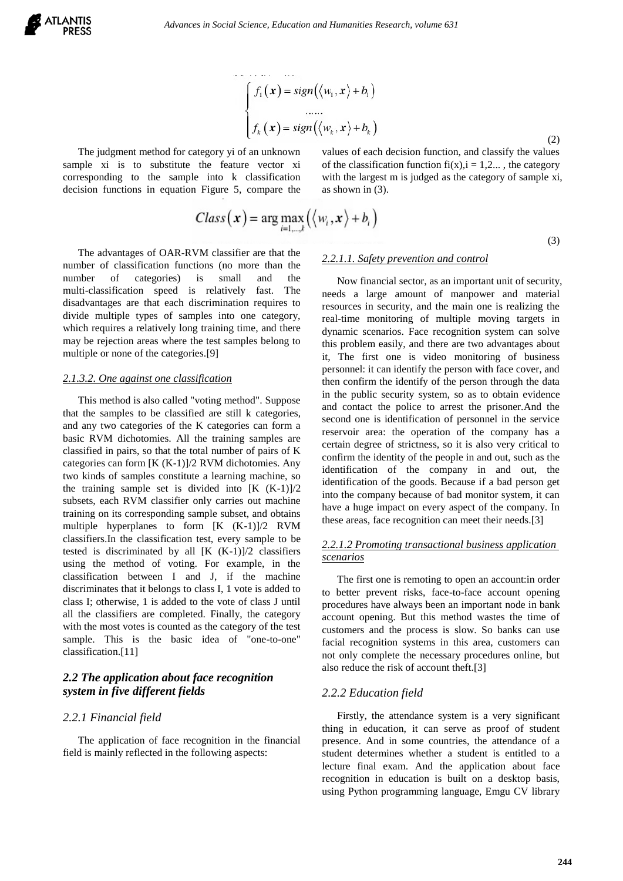$$\begin{cases} f_1(\boldsymbol{x}) = sign\left(\langle w_1, \boldsymbol{x}\rangle + b_1\right) \\ \quad\quad\quad \ldots\ldots \\ f_k(\boldsymbol{x}) = sign\left(\langle w_k, \boldsymbol{x}\rangle + b_k\right) \end{cases} \tag{2}$$

The judgment method for category yi of an unknown sample xi is to substitute the feature vector xi corresponding to the sample into k classification decision functions in equation Figure 5, compare the values of each decision function, and classify the values of the classification function fi(x),i = 1,2... , the category with the largest m is judged as the category of sample xi, as shown in (3).

$$Class(\boldsymbol{x}) = \arg\max_{i=1,\ldots,k}\left(\langle w_i, \boldsymbol{x}\rangle + b_i\right) \tag{3}$$

The advantages of OAR-RVM classifier are that the number of classification functions (no more than the number of categories) is small and the multi-classification speed is relatively fast. The disadvantages are that each discrimination requires to divide multiple types of samples into one category, which requires a relatively long training time, and there may be rejection areas where the test samples belong to multiple or none of the categories.[9]

#### *2.1.3.2. One against one classification*

This method is also called "voting method". Suppose that the samples to be classified are still k categories, and any two categories of the K categories can form a basic RVM dichotomies. All the training samples are classified in pairs, so that the total number of pairs of K categories can form [K (K-1)]/2 RVM dichotomies. Any two kinds of samples constitute a learning machine, so the training sample set is divided into [K (K-1)]/2 subsets, each RVM classifier only carries out machine training on its corresponding sample subset, and obtains multiple hyperplanes to form [K (K-1)]/2 RVM classifiers.In the classification test, every sample to be tested is discriminated by all [K (K-1)]/2 classifiers using the method of voting. For example, in the classification between I and J, if the machine discriminates that it belongs to class I, 1 vote is added to class I; otherwise, 1 is added to the vote of class J until all the classifiers are completed. Finally, the category with the most votes is counted as the category of the test sample. This is the basic idea of "one-to-one" classification.[11]

## *2.2 The application about face recognition system in five different fields*

### *2.2.1 Financial field*

The application of face recognition in the financial field is mainly reflected in the following aspects:

#### *2.2.1.1. Safety prevention and control*

Now financial sector, as an important unit of security, needs a large amount of manpower and material resources in security, and the main one is realizing the real-time monitoring of multiple moving targets in dynamic scenarios. Face recognition system can solve this problem easily, and there are two advantages about it, The first one is video monitoring of business personnel: it can identify the person with face cover, and then confirm the identify of the person through the data in the public security system, so as to obtain evidence and contact the police to arrest the prisoner.And the second one is identification of personnel in the service reservoir area: the operation of the company has a certain degree of strictness, so it is also very critical to confirm the identity of the people in and out, such as the identification of the company in and out, the identification of the goods. Because if a bad person get into the company because of bad monitor system, it can have a huge impact on every aspect of the company. In these areas, face recognition can meet their needs.[3]

#### *2.2.1.2 Promoting transactional business application scenarios*

The first one is remoting to open an account:in order to better prevent risks, face-to-face account opening procedures have always been an important node in bank account opening. But this method wastes the time of customers and the process is slow. So banks can use facial recognition systems in this area, customers can not only complete the necessary procedures online, but also reduce the risk of account theft.[3]

### *2.2.2 Education field*

Firstly, the attendance system is a very significant thing in education, it can serve as proof of student presence. And in some countries, the attendance of a student determines whether a student is entitled to a lecture final exam. And the application about face recognition in education is built on a desktop basis, using Python programming language, Emgu CV library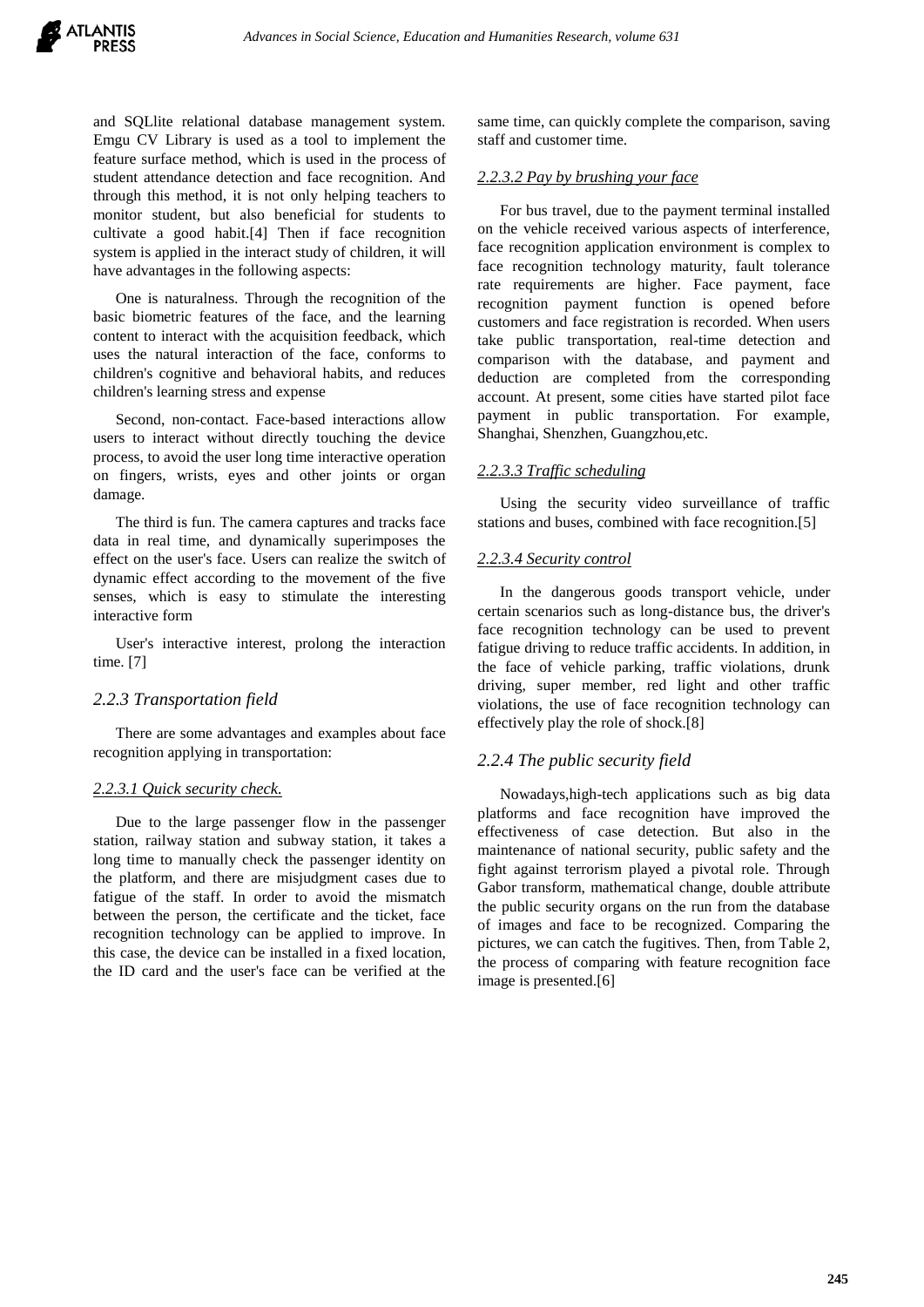and SQLlite relational database management system. Emgu CV Library is used as a tool to implement the feature surface method, which is used in the process of student attendance detection and face recognition. And through this method, it is not only helping teachers to monitor student, but also beneficial for students to cultivate a good habit.[4] Then if face recognition system is applied in the interact study of children, it will have advantages in the following aspects:

One is naturalness. Through the recognition of the basic biometric features of the face, and the learning content to interact with the acquisition feedback, which uses the natural interaction of the face, conforms to children's cognitive and behavioral habits, and reduces children's learning stress and expense

Second, non-contact. Face-based interactions allow users to interact without directly touching the device process, to avoid the user long time interactive operation on fingers, wrists, eyes and other joints or organ damage.

The third is fun. The camera captures and tracks face data in real time, and dynamically superimposes the effect on the user's face. Users can realize the switch of dynamic effect according to the movement of the five senses, which is easy to stimulate the interesting interactive form

User's interactive interest, prolong the interaction time. [7]

### *2.2.3 Transportation field*

There are some advantages and examples about face recognition applying in transportation:

#### *2.2.3.1 Quick security check.*

Due to the large passenger flow in the passenger station, railway station and subway station, it takes a long time to manually check the passenger identity on the platform, and there are misjudgment cases due to fatigue of the staff. In order to avoid the mismatch between the person, the certificate and the ticket, face recognition technology can be applied to improve. In this case, the device can be installed in a fixed location, the ID card and the user's face can be verified at the same time, can quickly complete the comparison, saving staff and customer time.

#### *2.2.3.2 Pay by brushing your face*

For bus travel, due to the payment terminal installed on the vehicle received various aspects of interference, face recognition application environment is complex to face recognition technology maturity, fault tolerance rate requirements are higher. Face payment, face recognition payment function is opened before customers and face registration is recorded. When users take public transportation, real-time detection and comparison with the database, and payment and deduction are completed from the corresponding account. At present, some cities have started pilot face payment in public transportation. For example, Shanghai, Shenzhen, Guangzhou,etc.

#### *2.2.3.3 Traffic scheduling*

Using the security video surveillance of traffic stations and buses, combined with face recognition.[5]

#### *2.2.3.4 Security control*

In the dangerous goods transport vehicle, under certain scenarios such as long-distance bus, the driver's face recognition technology can be used to prevent fatigue driving to reduce traffic accidents. In addition, in the face of vehicle parking, traffic violations, drunk driving, super member, red light and other traffic violations, the use of face recognition technology can effectively play the role of shock.[8]

### *2.2.4 The public security field*

Nowadays,high-tech applications such as big data platforms and face recognition have improved the effectiveness of case detection. But also in the maintenance of national security, public safety and the fight against terrorism played a pivotal role. Through Gabor transform, mathematical change, double attribute the public security organs on the run from the database of images and face to be recognized. Comparing the pictures, we can catch the fugitives. Then, from Table 2, the process of comparing with feature recognition face image is presented.[6]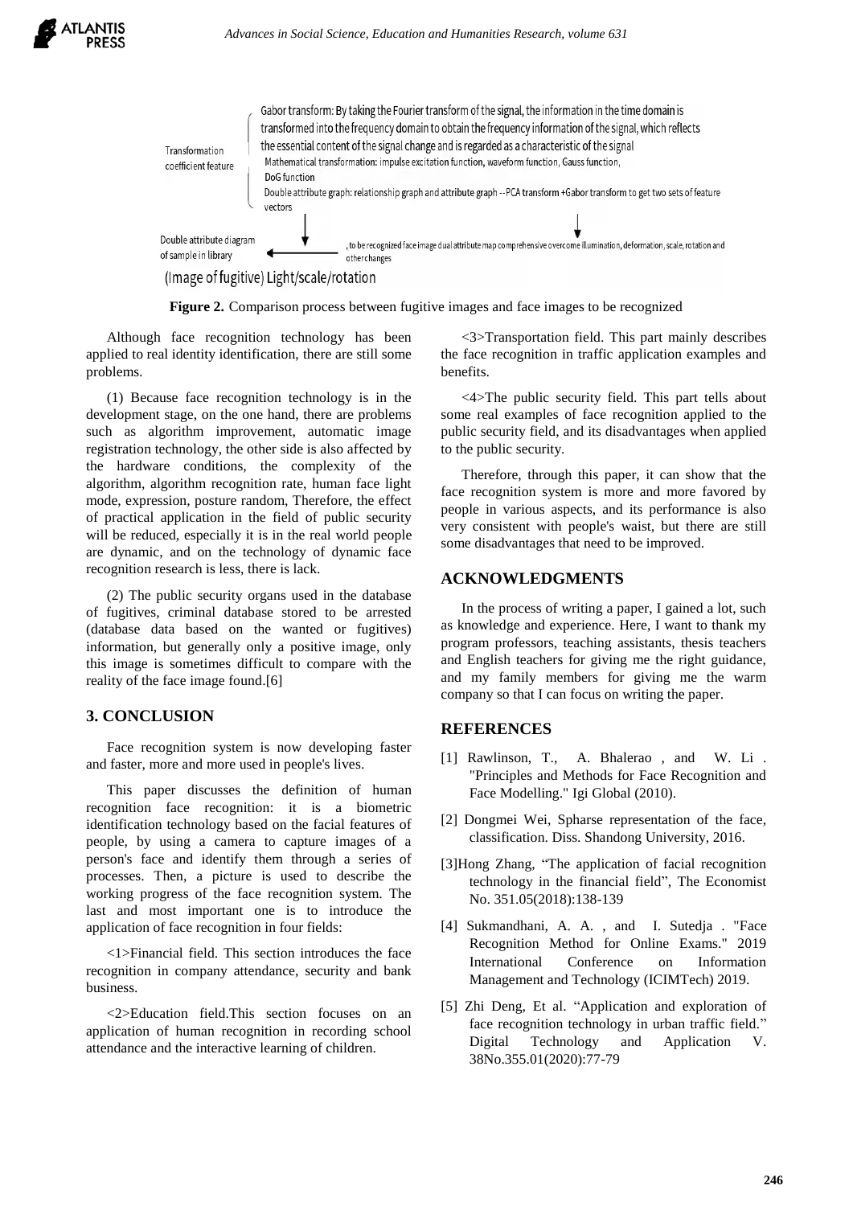Transformation coefficient feature

Gabor transform: By taking the Fourier transform of the signal, the information in the time domain is transformed into the frequency domain to obtain the frequency information of the signal, which reflects the essential content of the signal change and is regarded as a characteristic of the signal

Mathematical transformation: impulse excitation function, waveform function, Gauss function, DoG function

Double attribute graph: relationship graph and attribute graph --PCA transform +Gabor transform to get two sets of feature vectors

Double attribute diagram of sample in library ← , to be recognized face image dual attribute map comprehensive overcome illumination, deformation, scale, rotation and other changes

(Image of fugitive) Light/scale/rotation

**Figure 2.** Comparison process between fugitive images and face images to be recognized

Although face recognition technology has been applied to real identity identification, there are still some problems.

(1) Because face recognition technology is in the development stage, on the one hand, there are problems such as algorithm improvement, automatic image registration technology, the other side is also affected by the hardware conditions, the complexity of the algorithm, algorithm recognition rate, human face light mode, expression, posture random, Therefore, the effect of practical application in the field of public security will be reduced, especially it is in the real world people are dynamic, and on the technology of dynamic face recognition research is less, there is lack.

(2) The public security organs used in the database of fugitives, criminal database stored to be arrested (database data based on the wanted or fugitives) information, but generally only a positive image, only this image is sometimes difficult to compare with the reality of the face image found.[6]

## 3. CONCLUSION

Face recognition system is now developing faster and faster, more and more used in people's lives.

This paper discusses the definition of human recognition face recognition: it is a biometric identification technology based on the facial features of people, by using a camera to capture images of a person's face and identify them through a series of processes. Then, a picture is used to describe the working progress of the face recognition system. The last and most important one is to introduce the application of face recognition in four fields:

<1>Financial field. This section introduces the face recognition in company attendance, security and bank business.

<2>Education field.This section focuses on an application of human recognition in recording school attendance and the interactive learning of children.

<3>Transportation field. This part mainly describes the face recognition in traffic application examples and benefits.

<4>The public security field. This part tells about some real examples of face recognition applied to the public security field, and its disadvantages when applied to the public security.

Therefore, through this paper, it can show that the face recognition system is more and more favored by people in various aspects, and its performance is also very consistent with people's waist, but there are still some disadvantages that need to be improved.

## ACKNOWLEDGMENTS

In the process of writing a paper, I gained a lot, such as knowledge and experience. Here, I want to thank my program professors, teaching assistants, thesis teachers and English teachers for giving me the right guidance, and my family members for giving me the warm company so that I can focus on writing the paper.

## REFERENCES

[1] Rawlinson, T., A. Bhalerao , and W. Li . "Principles and Methods for Face Recognition and Face Modelling." Igi Global (2010).

[2] Dongmei Wei, Spharse representation of the face, classification. Diss. Shandong University, 2016.

[3]Hong Zhang, "The application of facial recognition technology in the financial field", The Economist No. 351.05(2018):138-139

[4] Sukmandhani, A. A. , and I. Sutedja . "Face Recognition Method for Online Exams." 2019 International Conference on Information Management and Technology (ICIMTech) 2019.

[5] Zhi Deng, Et al. "Application and exploration of face recognition technology in urban traffic field." Digital Technology and Application V. 38No.355.01(2020):77-79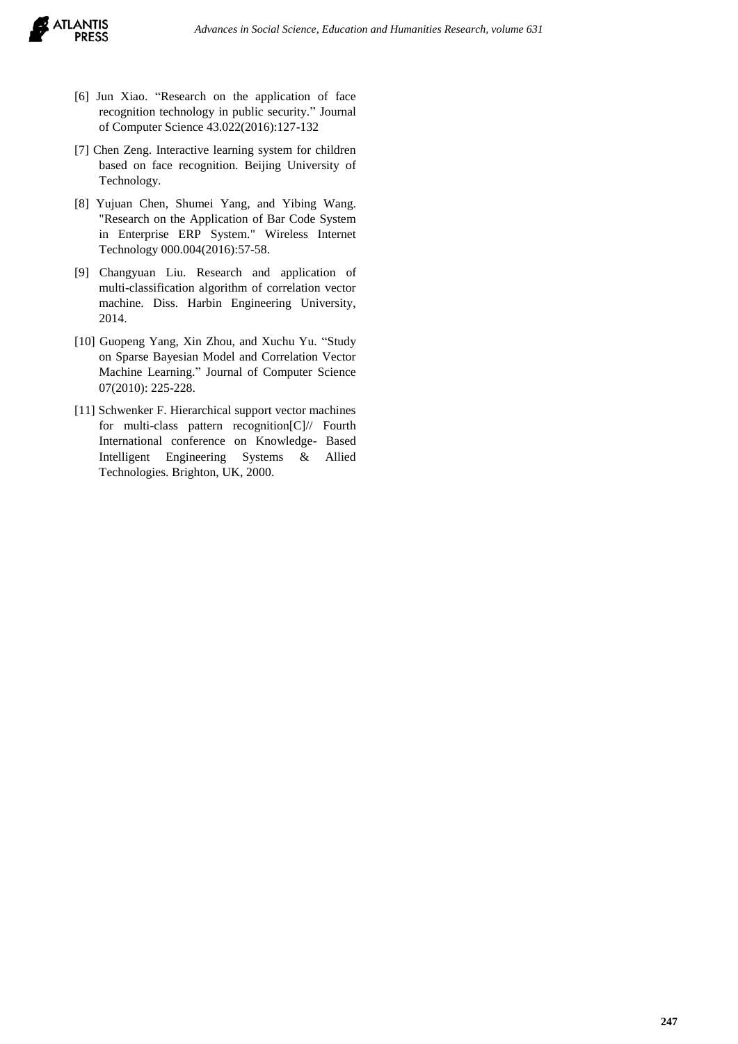[6] Jun Xiao. “Research on the application of face recognition technology in public security.” Journal of Computer Science 43.022(2016):127-132

[7] Chen Zeng. Interactive learning system for children based on face recognition. Beijing University of Technology.

[8] Yujuan Chen, Shumei Yang, and Yibing Wang. "Research on the Application of Bar Code System in Enterprise ERP System." Wireless Internet Technology 000.004(2016):57-58.

[9] Changyuan Liu. Research and application of multi-classification algorithm of correlation vector machine. Diss. Harbin Engineering University, 2014.

[10] Guopeng Yang, Xin Zhou, and Xuchu Yu. “Study on Sparse Bayesian Model and Correlation Vector Machine Learning.” Journal of Computer Science 07(2010): 225-228.

[11] Schwenker F. Hierarchical support vector machines for multi-class pattern recognition[C]// Fourth International conference on Knowledge- Based Intelligent Engineering Systems & Allied Technologies. Brighton, UK, 2000.